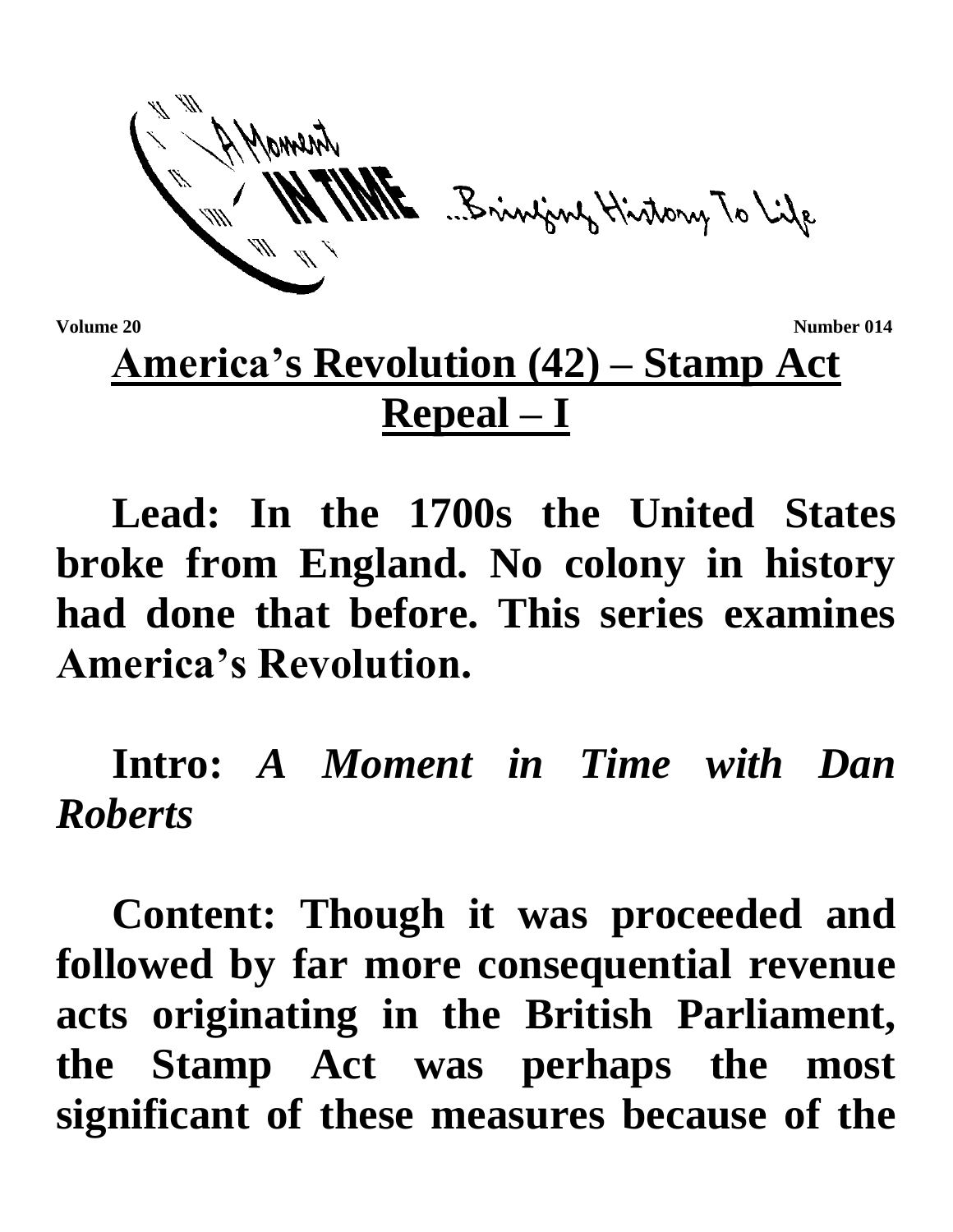Volume 20 Number 014

# America's Revolution (42) – Stamp Act Repeal – I

**Lead: In the 1700s the United States broke from England. No colony in history had done that before. This series examines America's Revolution.**

**Intro:** ***A Moment in Time with Dan Roberts***

**Content: Though it was proceeded and followed by far more consequential revenue acts originating in the British Parliament, the Stamp Act was perhaps the most significant of these measures because of the**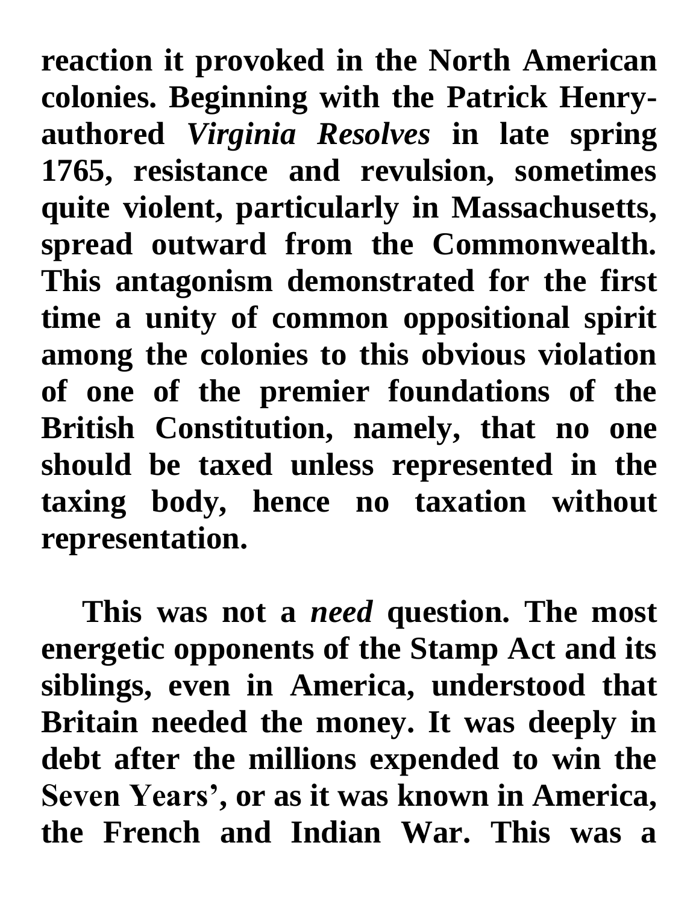reaction it provoked in the North American colonies. Beginning with the Patrick Henry-authored *Virginia Resolves* in late spring 1765, resistance and revulsion, sometimes quite violent, particularly in Massachusetts, spread outward from the Commonwealth. This antagonism demonstrated for the first time a unity of common oppositional spirit among the colonies to this obvious violation of one of the premier foundations of the British Constitution, namely, that no one should be taxed unless represented in the taxing body, hence no taxation without representation.

This was not a *need* question. The most energetic opponents of the Stamp Act and its siblings, even in America, understood that Britain needed the money. It was deeply in debt after the millions expended to win the Seven Years', or as it was known in America, the French and Indian War. This was a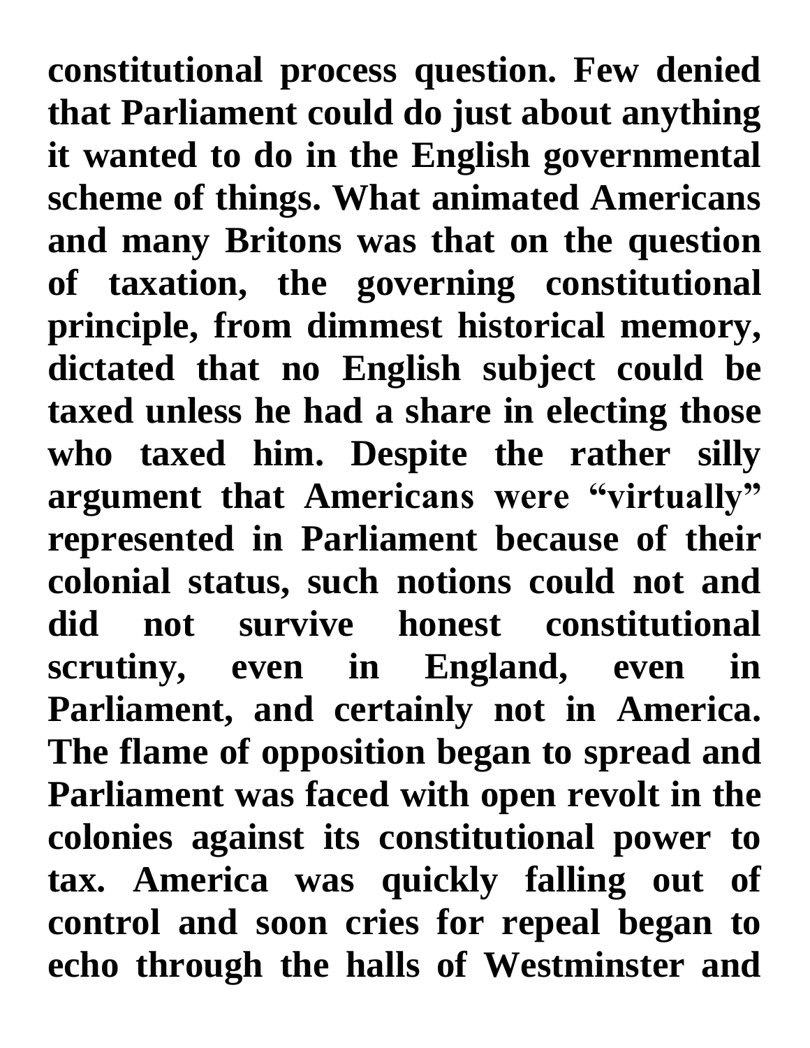constitutional process question. Few denied that Parliament could do just about anything it wanted to do in the English governmental scheme of things. What animated Americans and many Britons was that on the question of taxation, the governing constitutional principle, from dimmest historical memory, dictated that no English subject could be taxed unless he had a share in electing those who taxed him. Despite the rather silly argument that Americans were "virtually" represented in Parliament because of their colonial status, such notions could not and did not survive honest constitutional scrutiny, even in England, even in Parliament, and certainly not in America. The flame of opposition began to spread and Parliament was faced with open revolt in the colonies against its constitutional power to tax. America was quickly falling out of control and soon cries for repeal began to echo through the halls of Westminster and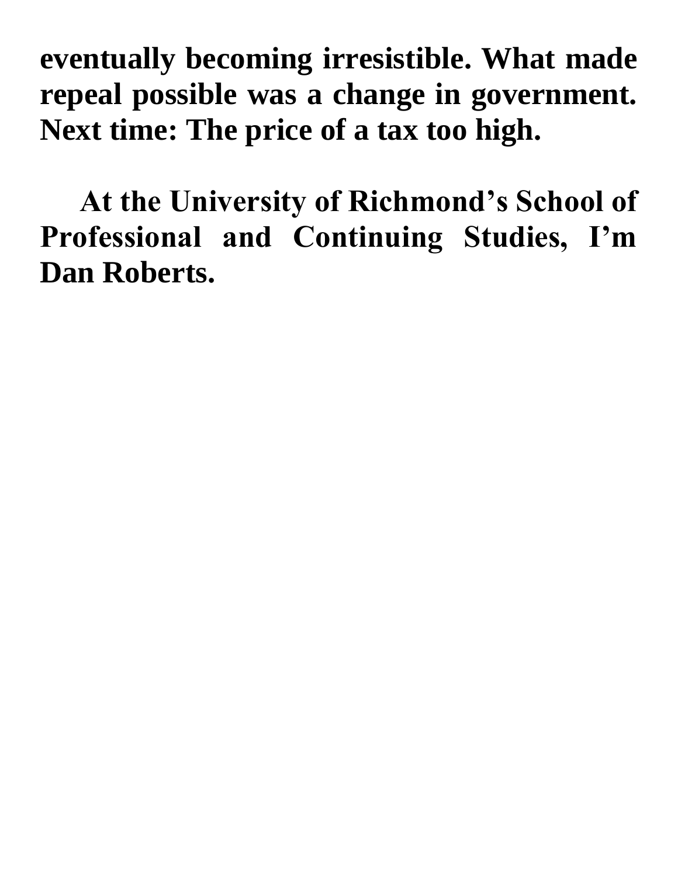**eventually becoming irresistible. What made repeal possible was a change in government. Next time: The price of a tax too high.**

**At the University of Richmond's School of Professional and Continuing Studies, I'm Dan Roberts.**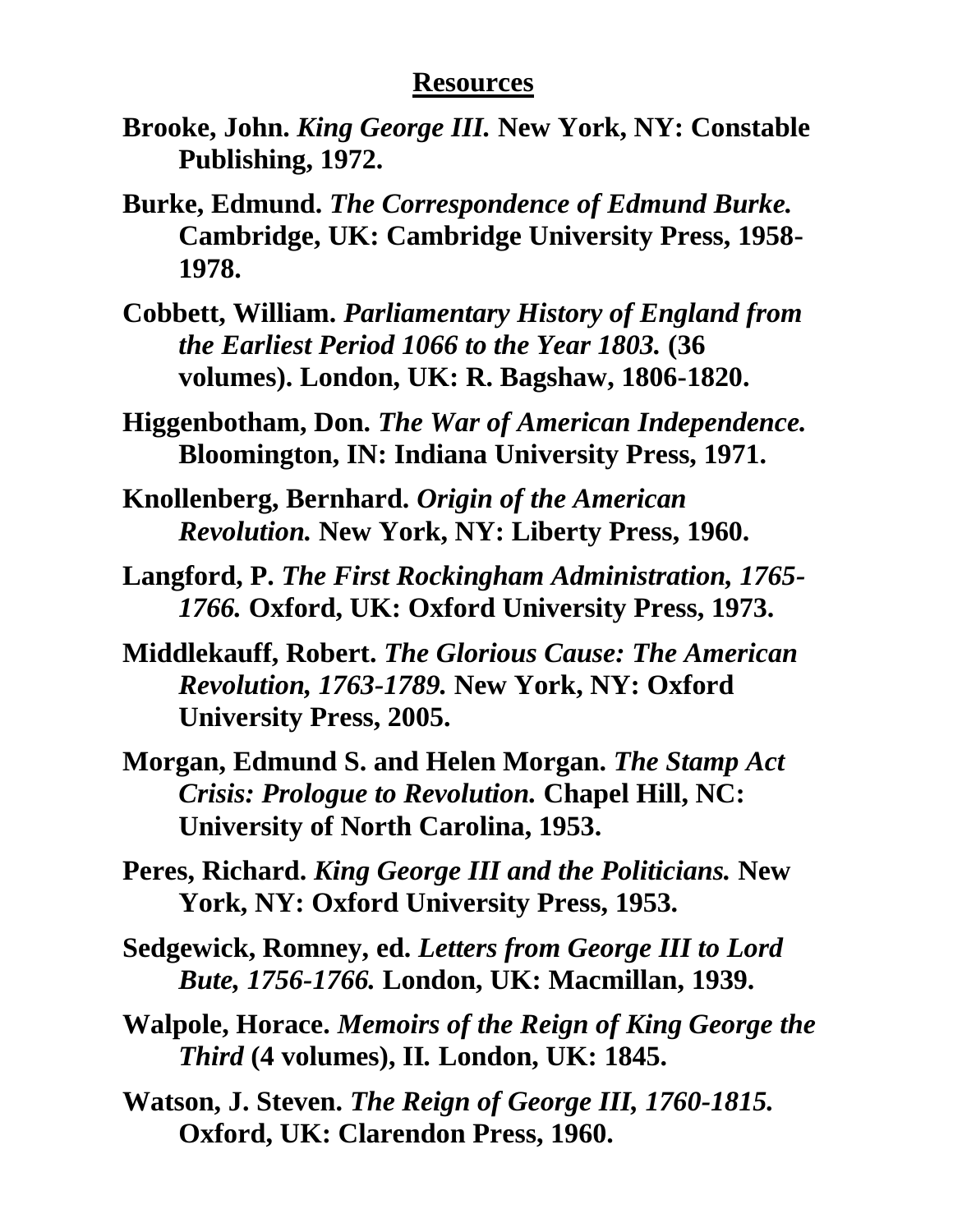## Resources

**Brooke, John. *King George III.* New York, NY: Constable Publishing, 1972.**

**Burke, Edmund. *The Correspondence of Edmund Burke.* Cambridge, UK: Cambridge University Press, 1958-1978.**

**Cobbett, William. *Parliamentary History of England from the Earliest Period 1066 to the Year 1803.* (36 volumes). London, UK: R. Bagshaw, 1806-1820.**

**Higgenbotham, Don. *The War of American Independence.* Bloomington, IN: Indiana University Press, 1971.**

**Knollenberg, Bernhard. *Origin of the American Revolution.* New York, NY: Liberty Press, 1960.**

**Langford, P. *The First Rockingham Administration, 1765-1766.* Oxford, UK: Oxford University Press, 1973.**

**Middlekauff, Robert. *The Glorious Cause: The American Revolution, 1763-1789.* New York, NY: Oxford University Press, 2005.**

**Morgan, Edmund S. and Helen Morgan. *The Stamp Act Crisis: Prologue to Revolution.* Chapel Hill, NC: University of North Carolina, 1953.**

**Peres, Richard. *King George III and the Politicians.* New York, NY: Oxford University Press, 1953.**

**Sedgewick, Romney, ed. *Letters from George III to Lord Bute, 1756-1766.* London, UK: Macmillan, 1939.**

**Walpole, Horace. *Memoirs of the Reign of King George the Third* (4 volumes), II. London, UK: 1845.**

**Watson, J. Steven. *The Reign of George III, 1760-1815.* Oxford, UK: Clarendon Press, 1960.**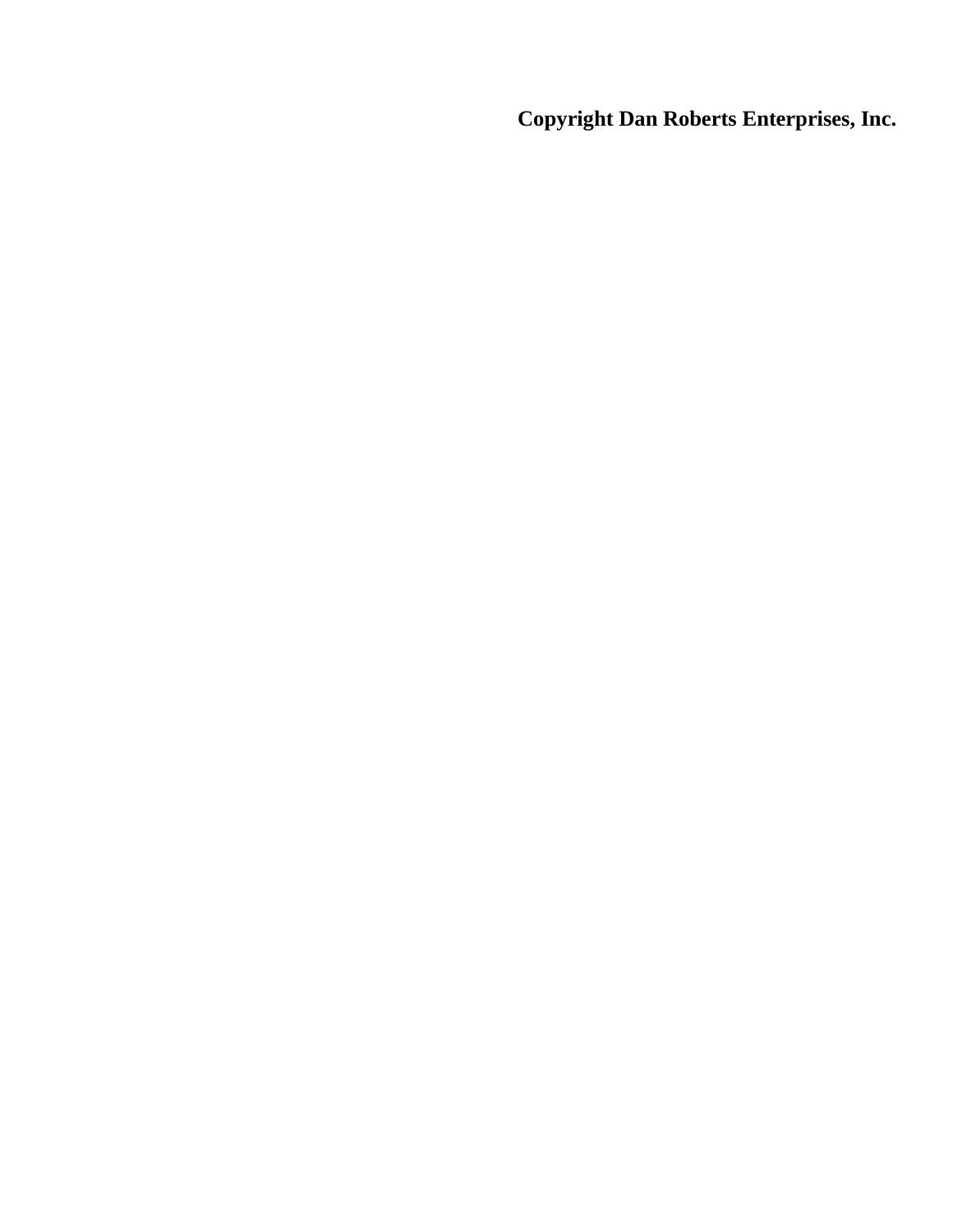**Copyright Dan Roberts Enterprises, Inc.**